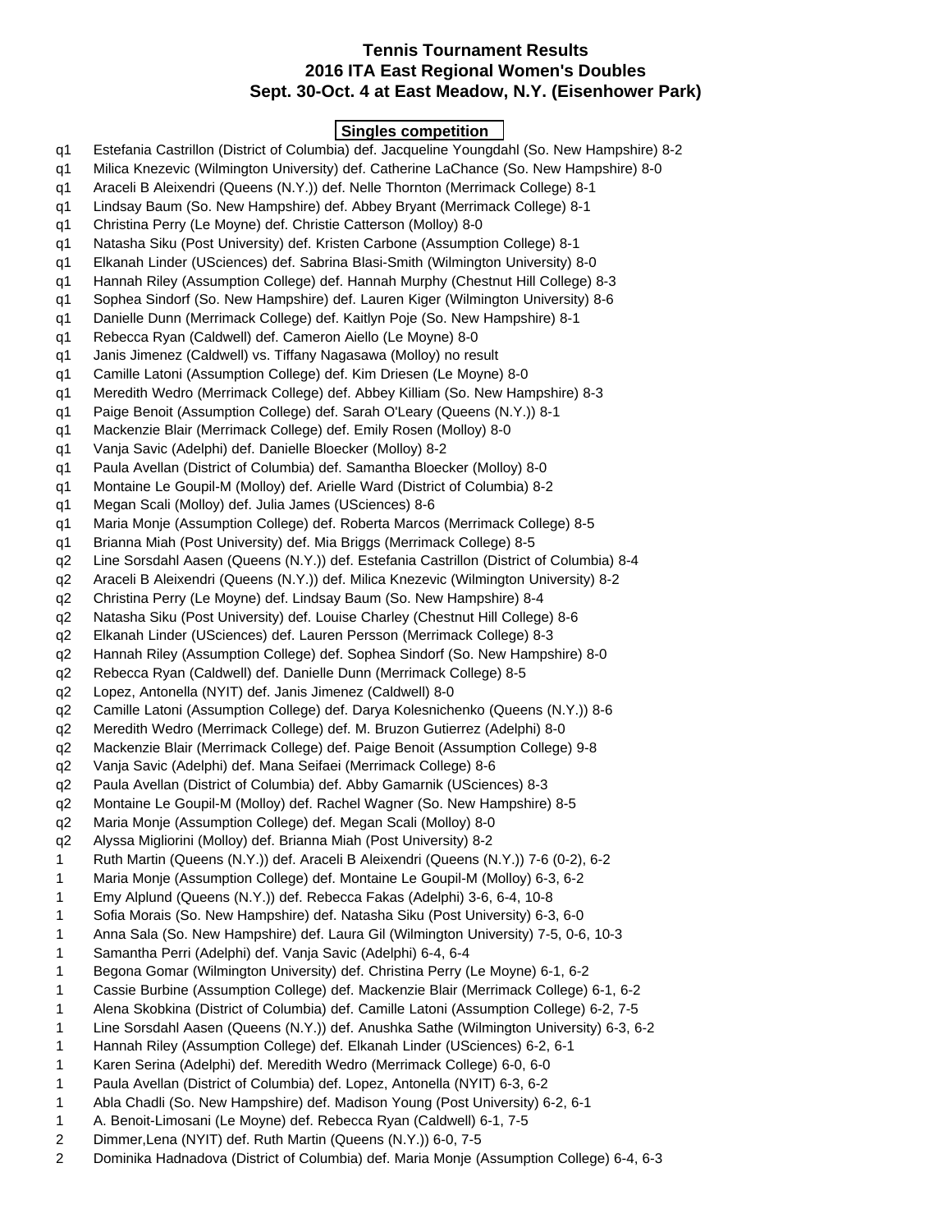# Tennis Tournament Results
## 2016 ITA East Regional Women's Doubles
## Sept. 30-Oct. 4 at East Meadow, N.Y. (Eisenhower Park)

### Singles competition

| | |
|---|---|
| q1 | Estefania Castrillon (District of Columbia) def. Jacqueline Youngdahl (So. New Hampshire) 8-2 |
| q1 | Milica Knezevic (Wilmington University) def. Catherine LaChance (So. New Hampshire) 8-0 |
| q1 | Araceli B Aleixendri (Queens (N.Y.)) def. Nelle Thornton (Merrimack College) 8-1 |
| q1 | Lindsay Baum (So. New Hampshire) def. Abbey Bryant (Merrimack College) 8-1 |
| q1 | Christina Perry (Le Moyne) def. Christie Catterson (Molloy) 8-0 |
| q1 | Natasha Siku (Post University) def. Kristen Carbone (Assumption College) 8-1 |
| q1 | Elkanah Linder (USciences) def. Sabrina Blasi-Smith (Wilmington University) 8-0 |
| q1 | Hannah Riley (Assumption College) def. Hannah Murphy (Chestnut Hill College) 8-3 |
| q1 | Sophea Sindorf (So. New Hampshire) def. Lauren Kiger (Wilmington University) 8-6 |
| q1 | Danielle Dunn (Merrimack College) def. Kaitlyn Poje (So. New Hampshire) 8-1 |
| q1 | Rebecca Ryan (Caldwell) def. Cameron Aiello (Le Moyne) 8-0 |
| q1 | Janis Jimenez (Caldwell) vs. Tiffany Nagasawa (Molloy) no result |
| q1 | Camille Latoni (Assumption College) def. Kim Driesen (Le Moyne) 8-0 |
| q1 | Meredith Wedro (Merrimack College) def. Abbey Killiam (So. New Hampshire) 8-3 |
| q1 | Paige Benoit (Assumption College) def. Sarah O'Leary (Queens (N.Y.)) 8-1 |
| q1 | Mackenzie Blair (Merrimack College) def. Emily Rosen (Molloy) 8-0 |
| q1 | Vanja Savic (Adelphi) def. Danielle Bloecker (Molloy) 8-2 |
| q1 | Paula Avellan (District of Columbia) def. Samantha Bloecker (Molloy) 8-0 |
| q1 | Montaine Le Goupil-M (Molloy) def. Arielle Ward (District of Columbia) 8-2 |
| q1 | Megan Scali (Molloy) def. Julia James (USciences) 8-6 |
| q1 | Maria Monje (Assumption College) def. Roberta Marcos (Merrimack College) 8-5 |
| q1 | Brianna Miah (Post University) def. Mia Briggs (Merrimack College) 8-5 |
| q2 | Line Sorsdahl Aasen (Queens (N.Y.)) def. Estefania Castrillon (District of Columbia) 8-4 |
| q2 | Araceli B Aleixendri (Queens (N.Y.)) def. Milica Knezevic (Wilmington University) 8-2 |
| q2 | Christina Perry (Le Moyne) def. Lindsay Baum (So. New Hampshire) 8-4 |
| q2 | Natasha Siku (Post University) def. Louise Charley (Chestnut Hill College) 8-6 |
| q2 | Elkanah Linder (USciences) def. Lauren Persson (Merrimack College) 8-3 |
| q2 | Hannah Riley (Assumption College) def. Sophea Sindorf (So. New Hampshire) 8-0 |
| q2 | Rebecca Ryan (Caldwell) def. Danielle Dunn (Merrimack College) 8-5 |
| q2 | Lopez, Antonella (NYIT) def. Janis Jimenez (Caldwell) 8-0 |
| q2 | Camille Latoni (Assumption College) def. Darya Kolesnichenko (Queens (N.Y.)) 8-6 |
| q2 | Meredith Wedro (Merrimack College) def. M. Bruzon Gutierrez (Adelphi) 8-0 |
| q2 | Mackenzie Blair (Merrimack College) def. Paige Benoit (Assumption College) 9-8 |
| q2 | Vanja Savic (Adelphi) def. Mana Seifaei (Merrimack College) 8-6 |
| q2 | Paula Avellan (District of Columbia) def. Abby Gamarnik (USciences) 8-3 |
| q2 | Montaine Le Goupil-M (Molloy) def. Rachel Wagner (So. New Hampshire) 8-5 |
| q2 | Maria Monje (Assumption College) def. Megan Scali (Molloy) 8-0 |
| q2 | Alyssa Migliorini (Molloy) def. Brianna Miah (Post University) 8-2 |
| 1 | Ruth Martin (Queens (N.Y.)) def. Araceli B Aleixendri (Queens (N.Y.)) 7-6 (0-2), 6-2 |
| 1 | Maria Monje (Assumption College) def. Montaine Le Goupil-M (Molloy) 6-3, 6-2 |
| 1 | Emy Alplund (Queens (N.Y.)) def. Rebecca Fakas (Adelphi) 3-6, 6-4, 10-8 |
| 1 | Sofia Morais (So. New Hampshire) def. Natasha Siku (Post University) 6-3, 6-0 |
| 1 | Anna Sala (So. New Hampshire) def. Laura Gil (Wilmington University) 7-5, 0-6, 10-3 |
| 1 | Samantha Perri (Adelphi) def. Vanja Savic (Adelphi) 6-4, 6-4 |
| 1 | Begona Gomar (Wilmington University) def. Christina Perry (Le Moyne) 6-1, 6-2 |
| 1 | Cassie Burbine (Assumption College) def. Mackenzie Blair (Merrimack College) 6-1, 6-2 |
| 1 | Alena Skobkina (District of Columbia) def. Camille Latoni (Assumption College) 6-2, 7-5 |
| 1 | Line Sorsdahl Aasen (Queens (N.Y.)) def. Anushka Sathe (Wilmington University) 6-3, 6-2 |
| 1 | Hannah Riley (Assumption College) def. Elkanah Linder (USciences) 6-2, 6-1 |
| 1 | Karen Serina (Adelphi) def. Meredith Wedro (Merrimack College) 6-0, 6-0 |
| 1 | Paula Avellan (District of Columbia) def. Lopez, Antonella (NYIT) 6-3, 6-2 |
| 1 | Abla Chadli (So. New Hampshire) def. Madison Young (Post University) 6-2, 6-1 |
| 1 | A. Benoit-Limosani (Le Moyne) def. Rebecca Ryan (Caldwell) 6-1, 7-5 |
| 2 | Dimmer,Lena (NYIT) def. Ruth Martin (Queens (N.Y.)) 6-0, 7-5 |
| 2 | Dominika Hadnadova (District of Columbia) def. Maria Monje (Assumption College) 6-4, 6-3 |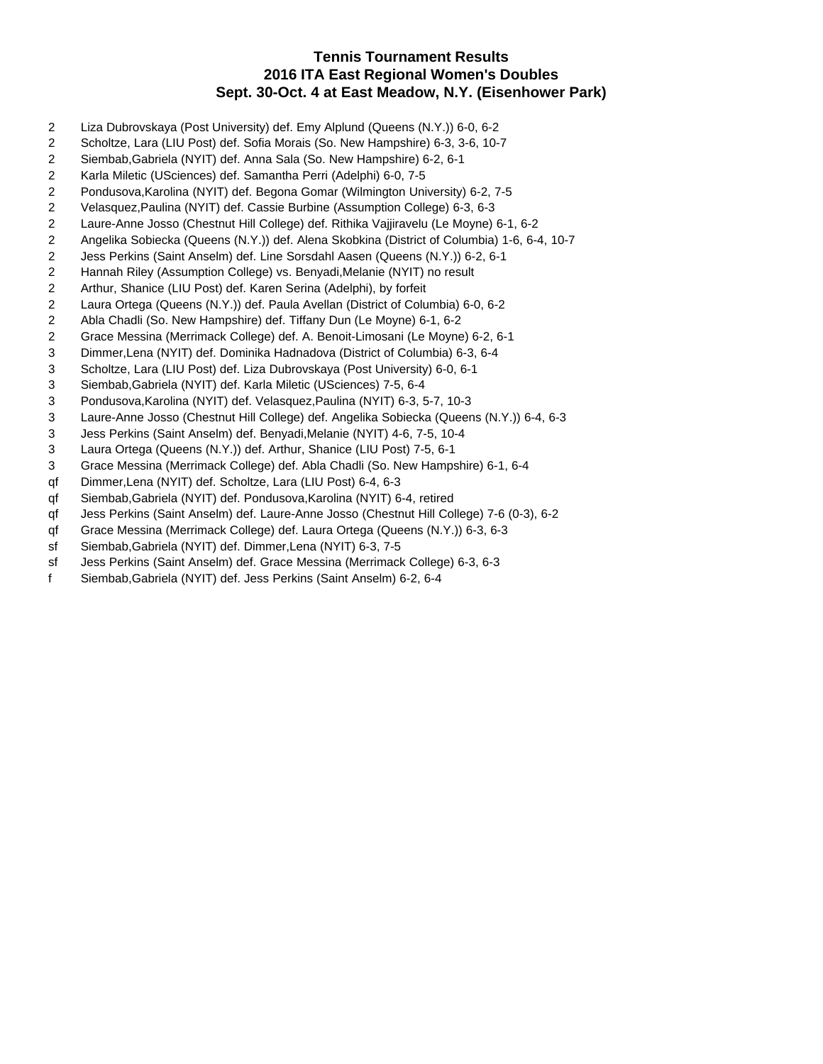# Tennis Tournament Results
## 2016 ITA East Regional Women's Doubles
## Sept. 30-Oct. 4 at East Meadow, N.Y. (Eisenhower Park)

| | |
|---|---|
| 2 | Liza Dubrovskaya (Post University) def. Emy Alplund (Queens (N.Y.)) 6-0, 6-2 |
| 2 | Scholtze, Lara (LIU Post) def. Sofia Morais (So. New Hampshire) 6-3, 3-6, 10-7 |
| 2 | Siembab,Gabriela (NYIT) def. Anna Sala (So. New Hampshire) 6-2, 6-1 |
| 2 | Karla Miletic (USciences) def. Samantha Perri (Adelphi) 6-0, 7-5 |
| 2 | Pondusova,Karolina (NYIT) def. Begona Gomar (Wilmington University) 6-2, 7-5 |
| 2 | Velasquez,Paulina (NYIT) def. Cassie Burbine (Assumption College) 6-3, 6-3 |
| 2 | Laure-Anne Josso (Chestnut Hill College) def. Rithika Vajjiravelu (Le Moyne) 6-1, 6-2 |
| 2 | Angelika Sobiecka (Queens (N.Y.)) def. Alena Skobkina (District of Columbia) 1-6, 6-4, 10-7 |
| 2 | Jess Perkins (Saint Anselm) def. Line Sorsdahl Aasen (Queens (N.Y.)) 6-2, 6-1 |
| 2 | Hannah Riley (Assumption College) vs. Benyadi,Melanie (NYIT) no result |
| 2 | Arthur, Shanice (LIU Post) def. Karen Serina (Adelphi), by forfeit |
| 2 | Laura Ortega (Queens (N.Y.)) def. Paula Avellan (District of Columbia) 6-0, 6-2 |
| 2 | Abla Chadli (So. New Hampshire) def. Tiffany Dun (Le Moyne) 6-1, 6-2 |
| 2 | Grace Messina (Merrimack College) def. A. Benoit-Limosani (Le Moyne) 6-2, 6-1 |
| 3 | Dimmer,Lena (NYIT) def. Dominika Hadnadova (District of Columbia) 6-3, 6-4 |
| 3 | Scholtze, Lara (LIU Post) def. Liza Dubrovskaya (Post University) 6-0, 6-1 |
| 3 | Siembab,Gabriela (NYIT) def. Karla Miletic (USciences) 7-5, 6-4 |
| 3 | Pondusova,Karolina (NYIT) def. Velasquez,Paulina (NYIT) 6-3, 5-7, 10-3 |
| 3 | Laure-Anne Josso (Chestnut Hill College) def. Angelika Sobiecka (Queens (N.Y.)) 6-4, 6-3 |
| 3 | Jess Perkins (Saint Anselm) def. Benyadi,Melanie (NYIT) 4-6, 7-5, 10-4 |
| 3 | Laura Ortega (Queens (N.Y.)) def. Arthur, Shanice (LIU Post) 7-5, 6-1 |
| 3 | Grace Messina (Merrimack College) def. Abla Chadli (So. New Hampshire) 6-1, 6-4 |
| qf | Dimmer,Lena (NYIT) def. Scholtze, Lara (LIU Post) 6-4, 6-3 |
| qf | Siembab,Gabriela (NYIT) def. Pondusova,Karolina (NYIT) 6-4, retired |
| qf | Jess Perkins (Saint Anselm) def. Laure-Anne Josso (Chestnut Hill College) 7-6 (0-3), 6-2 |
| qf | Grace Messina (Merrimack College) def. Laura Ortega (Queens (N.Y.)) 6-3, 6-3 |
| sf | Siembab,Gabriela (NYIT) def. Dimmer,Lena (NYIT) 6-3, 7-5 |
| sf | Jess Perkins (Saint Anselm) def. Grace Messina (Merrimack College) 6-3, 6-3 |
| f | Siembab,Gabriela (NYIT) def. Jess Perkins (Saint Anselm) 6-2, 6-4 |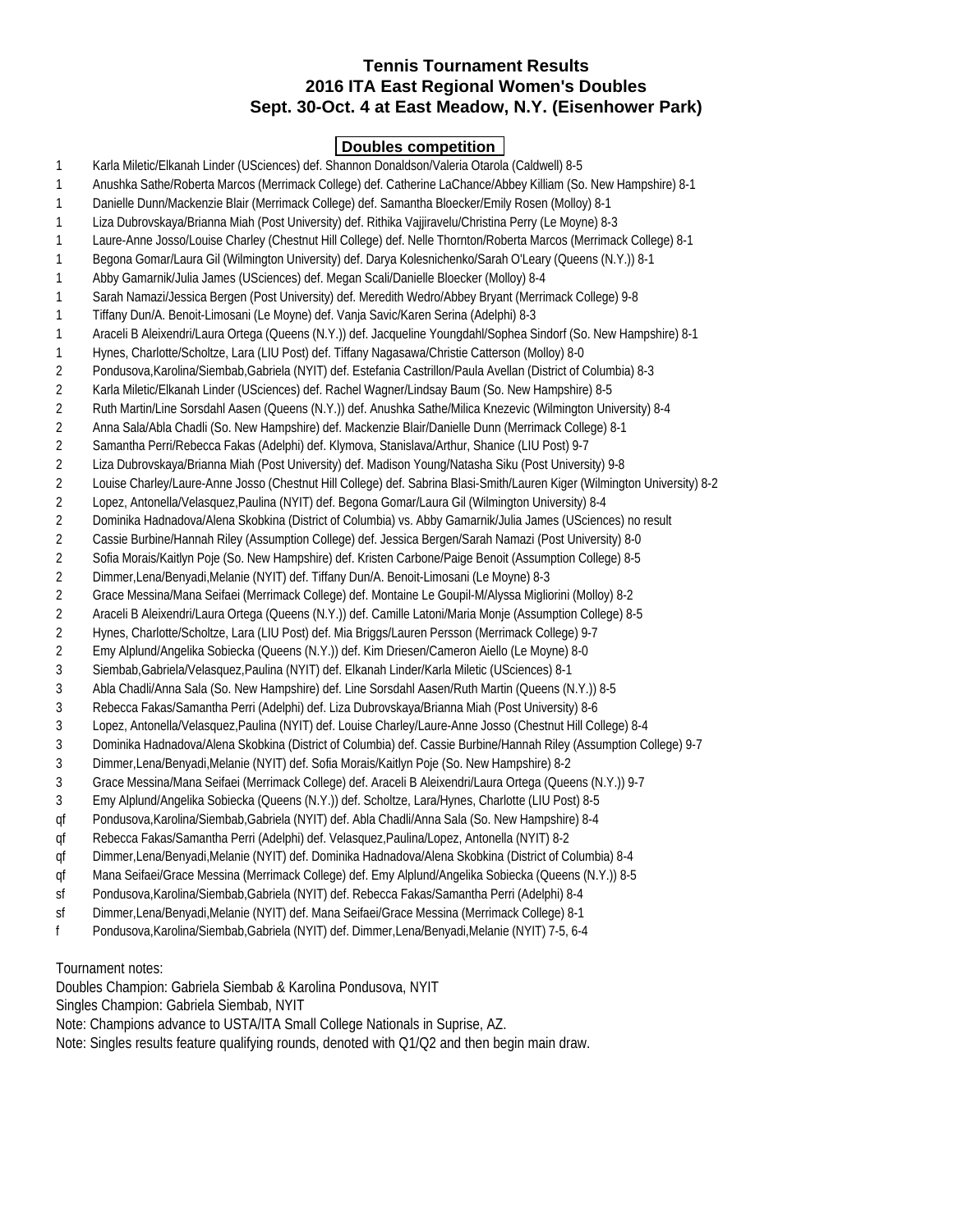# Tennis Tournament Results
## 2016 ITA East Regional Women's Doubles
## Sept. 30-Oct. 4 at East Meadow, N.Y. (Eisenhower Park)

**Doubles competition**

| | |
|---|---|
| 1 | Karla Miletic/Elkanah Linder (USciences) def. Shannon Donaldson/Valeria Otarola (Caldwell) 8-5 |
| 1 | Anushka Sathe/Roberta Marcos (Merrimack College) def. Catherine LaChance/Abbey Killiam (So. New Hampshire) 8-1 |
| 1 | Danielle Dunn/Mackenzie Blair (Merrimack College) def. Samantha Bloecker/Emily Rosen (Molloy) 8-1 |
| 1 | Liza Dubrovskaya/Brianna Miah (Post University) def. Rithika Vajjiravelu/Christina Perry (Le Moyne) 8-3 |
| 1 | Laure-Anne Josso/Louise Charley (Chestnut Hill College) def. Nelle Thornton/Roberta Marcos (Merrimack College) 8-1 |
| 1 | Begona Gomar/Laura Gil (Wilmington University) def. Darya Kolesnichenko/Sarah O'Leary (Queens (N.Y.)) 8-1 |
| 1 | Abby Gamarnik/Julia James (USciences) def. Megan Scali/Danielle Bloecker (Molloy) 8-4 |
| 1 | Sarah Namazi/Jessica Bergen (Post University) def. Meredith Wedro/Abbey Bryant (Merrimack College) 9-8 |
| 1 | Tiffany Dun/A. Benoit-Limosani (Le Moyne) def. Vanja Savic/Karen Serina (Adelphi) 8-3 |
| 1 | Araceli B Aleixendri/Laura Ortega (Queens (N.Y.)) def. Jacqueline Youngdahl/Sophea Sindorf (So. New Hampshire) 8-1 |
| 1 | Hynes, Charlotte/Scholtze, Lara (LIU Post) def. Tiffany Nagasawa/Christie Catterson (Molloy) 8-0 |
| 2 | Pondusova,Karolina/Siembab,Gabriela (NYIT) def. Estefania Castrillon/Paula Avellan (District of Columbia) 8-3 |
| 2 | Karla Miletic/Elkanah Linder (USciences) def. Rachel Wagner/Lindsay Baum (So. New Hampshire) 8-5 |
| 2 | Ruth Martin/Line Sorsdahl Aasen (Queens (N.Y.)) def. Anushka Sathe/Milica Knezevic (Wilmington University) 8-4 |
| 2 | Anna Sala/Abla Chadli (So. New Hampshire) def. Mackenzie Blair/Danielle Dunn (Merrimack College) 8-1 |
| 2 | Samantha Perri/Rebecca Fakas (Adelphi) def. Klymova, Stanislava/Arthur, Shanice (LIU Post) 9-7 |
| 2 | Liza Dubrovskaya/Brianna Miah (Post University) def. Madison Young/Natasha Siku (Post University) 9-8 |
| 2 | Louise Charley/Laure-Anne Josso (Chestnut Hill College) def. Sabrina Blasi-Smith/Lauren Kiger (Wilmington University) 8-2 |
| 2 | Lopez, Antonella/Velasquez,Paulina (NYIT) def. Begona Gomar/Laura Gil (Wilmington University) 8-4 |
| 2 | Dominika Hadnadova/Alena Skobkina (District of Columbia) vs. Abby Gamarnik/Julia James (USciences) no result |
| 2 | Cassie Burbine/Hannah Riley (Assumption College) def. Jessica Bergen/Sarah Namazi (Post University) 8-0 |
| 2 | Sofia Morais/Kaitlyn Poje (So. New Hampshire) def. Kristen Carbone/Paige Benoit (Assumption College) 8-5 |
| 2 | Dimmer,Lena/Benyadi,Melanie (NYIT) def. Tiffany Dun/A. Benoit-Limosani (Le Moyne) 8-3 |
| 2 | Grace Messina/Mana Seifaei (Merrimack College) def. Montaine Le Goupil-M/Alyssa Migliorini (Molloy) 8-2 |
| 2 | Araceli B Aleixendri/Laura Ortega (Queens (N.Y.)) def. Camille Latoni/Maria Monje (Assumption College) 8-5 |
| 2 | Hynes, Charlotte/Scholtze, Lara (LIU Post) def. Mia Briggs/Lauren Persson (Merrimack College) 9-7 |
| 2 | Emy Alplund/Angelika Sobiecka (Queens (N.Y.)) def. Kim Driesen/Cameron Aiello (Le Moyne) 8-0 |
| 3 | Siembab,Gabriela/Velasquez,Paulina (NYIT) def. Elkanah Linder/Karla Miletic (USciences) 8-1 |
| 3 | Abla Chadli/Anna Sala (So. New Hampshire) def. Line Sorsdahl Aasen/Ruth Martin (Queens (N.Y.)) 8-5 |
| 3 | Rebecca Fakas/Samantha Perri (Adelphi) def. Liza Dubrovskaya/Brianna Miah (Post University) 8-6 |
| 3 | Lopez, Antonella/Velasquez,Paulina (NYIT) def. Louise Charley/Laure-Anne Josso (Chestnut Hill College) 8-4 |
| 3 | Dominika Hadnadova/Alena Skobkina (District of Columbia) def. Cassie Burbine/Hannah Riley (Assumption College) 9-7 |
| 3 | Dimmer,Lena/Benyadi,Melanie (NYIT) def. Sofia Morais/Kaitlyn Poje (So. New Hampshire) 8-2 |
| 3 | Grace Messina/Mana Seifaei (Merrimack College) def. Araceli B Aleixendri/Laura Ortega (Queens (N.Y.)) 9-7 |
| 3 | Emy Alplund/Angelika Sobiecka (Queens (N.Y.)) def. Scholtze, Lara/Hynes, Charlotte (LIU Post) 8-5 |
| qf | Pondusova,Karolina/Siembab,Gabriela (NYIT) def. Abla Chadli/Anna Sala (So. New Hampshire) 8-4 |
| qf | Rebecca Fakas/Samantha Perri (Adelphi) def. Velasquez,Paulina/Lopez, Antonella (NYIT) 8-2 |
| qf | Dimmer,Lena/Benyadi,Melanie (NYIT) def. Dominika Hadnadova/Alena Skobkina (District of Columbia) 8-4 |
| qf | Mana Seifaei/Grace Messina (Merrimack College) def. Emy Alplund/Angelika Sobiecka (Queens (N.Y.)) 8-5 |
| sf | Pondusova,Karolina/Siembab,Gabriela (NYIT) def. Rebecca Fakas/Samantha Perri (Adelphi) 8-4 |
| sf | Dimmer,Lena/Benyadi,Melanie (NYIT) def. Mana Seifaei/Grace Messina (Merrimack College) 8-1 |
| f | Pondusova,Karolina/Siembab,Gabriela (NYIT) def. Dimmer,Lena/Benyadi,Melanie (NYIT) 7-5, 6-4 |

Tournament notes:

Doubles Champion: Gabriela Siembab & Karolina Pondusova, NYIT

Singles Champion: Gabriela Siembab, NYIT

Note: Champions advance to USTA/ITA Small College Nationals in Suprise, AZ.

Note: Singles results feature qualifying rounds, denoted with Q1/Q2 and then begin main draw.